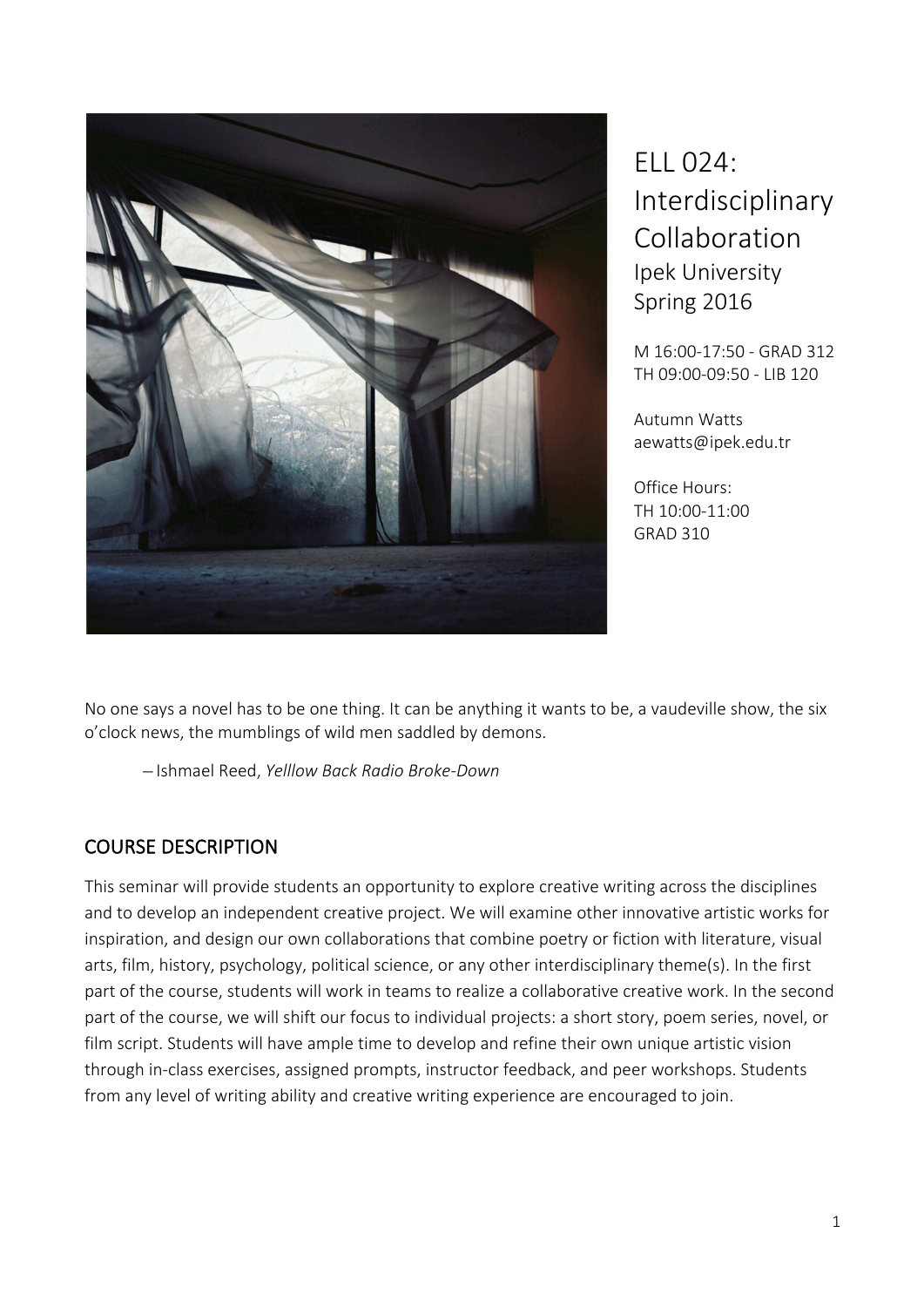# ELL 024: Interdisciplinary Collaboration

Ipek University
Spring 2016

M 16:00-17:50 - GRAD 312
TH 09:00-09:50 - LIB 120

Autumn Watts
aewatts@ipek.edu.tr

Office Hours:
TH 10:00-11:00
GRAD 310

No one says a novel has to be one thing. It can be anything it wants to be, a vaudeville show, the six o'clock news, the mumblings of wild men saddled by demons.

– Ishmael Reed, *Yelllow Back Radio Broke-Down*

## COURSE DESCRIPTION

This seminar will provide students an opportunity to explore creative writing across the disciplines and to develop an independent creative project. We will examine other innovative artistic works for inspiration, and design our own collaborations that combine poetry or fiction with literature, visual arts, film, history, psychology, political science, or any other interdisciplinary theme(s). In the first part of the course, students will work in teams to realize a collaborative creative work. In the second part of the course, we will shift our focus to individual projects: a short story, poem series, novel, or film script. Students will have ample time to develop and refine their own unique artistic vision through in-class exercises, assigned prompts, instructor feedback, and peer workshops. Students from any level of writing ability and creative writing experience are encouraged to join.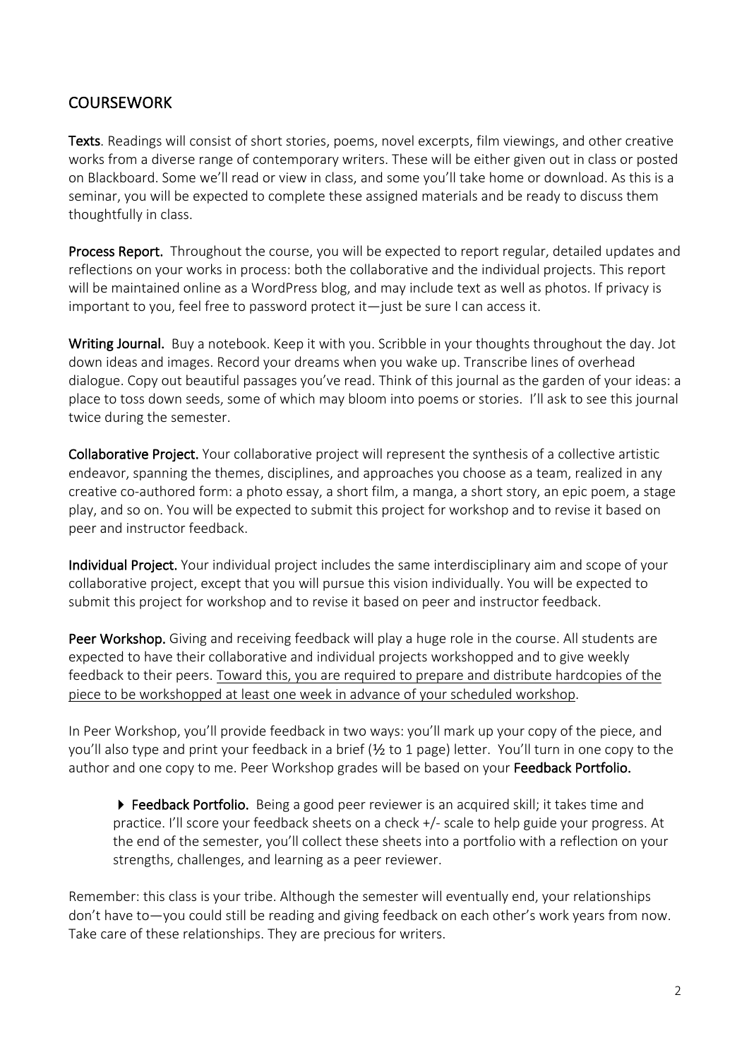## COURSEWORK

**Texts**. Readings will consist of short stories, poems, novel excerpts, film viewings, and other creative works from a diverse range of contemporary writers. These will be either given out in class or posted on Blackboard. Some we'll read or view in class, and some you'll take home or download. As this is a seminar, you will be expected to complete these assigned materials and be ready to discuss them thoughtfully in class.

**Process Report.** Throughout the course, you will be expected to report regular, detailed updates and reflections on your works in process: both the collaborative and the individual projects. This report will be maintained online as a WordPress blog, and may include text as well as photos. If privacy is important to you, feel free to password protect it—just be sure I can access it.

**Writing Journal.** Buy a notebook. Keep it with you. Scribble in your thoughts throughout the day. Jot down ideas and images. Record your dreams when you wake up. Transcribe lines of overhead dialogue. Copy out beautiful passages you've read. Think of this journal as the garden of your ideas: a place to toss down seeds, some of which may bloom into poems or stories. I'll ask to see this journal twice during the semester.

**Collaborative Project.** Your collaborative project will represent the synthesis of a collective artistic endeavor, spanning the themes, disciplines, and approaches you choose as a team, realized in any creative co-authored form: a photo essay, a short film, a manga, a short story, an epic poem, a stage play, and so on. You will be expected to submit this project for workshop and to revise it based on peer and instructor feedback.

**Individual Project.** Your individual project includes the same interdisciplinary aim and scope of your collaborative project, except that you will pursue this vision individually. You will be expected to submit this project for workshop and to revise it based on peer and instructor feedback.

**Peer Workshop.** Giving and receiving feedback will play a huge role in the course. All students are expected to have their collaborative and individual projects workshopped and to give weekly feedback to their peers. <u>Toward this, you are required to prepare and distribute hardcopies of the piece to be workshopped at least one week in advance of your scheduled workshop</u>.

In Peer Workshop, you'll provide feedback in two ways: you'll mark up your copy of the piece, and you'll also type and print your feedback in a brief (½ to 1 page) letter. You'll turn in one copy to the author and one copy to me. Peer Workshop grades will be based on your **Feedback Portfolio.**

> ▸ **Feedback Portfolio.** Being a good peer reviewer is an acquired skill; it takes time and practice. I'll score your feedback sheets on a check +/- scale to help guide your progress. At the end of the semester, you'll collect these sheets into a portfolio with a reflection on your strengths, challenges, and learning as a peer reviewer.

Remember: this class is your tribe. Although the semester will eventually end, your relationships don't have to—you could still be reading and giving feedback on each other's work years from now. Take care of these relationships. They are precious for writers.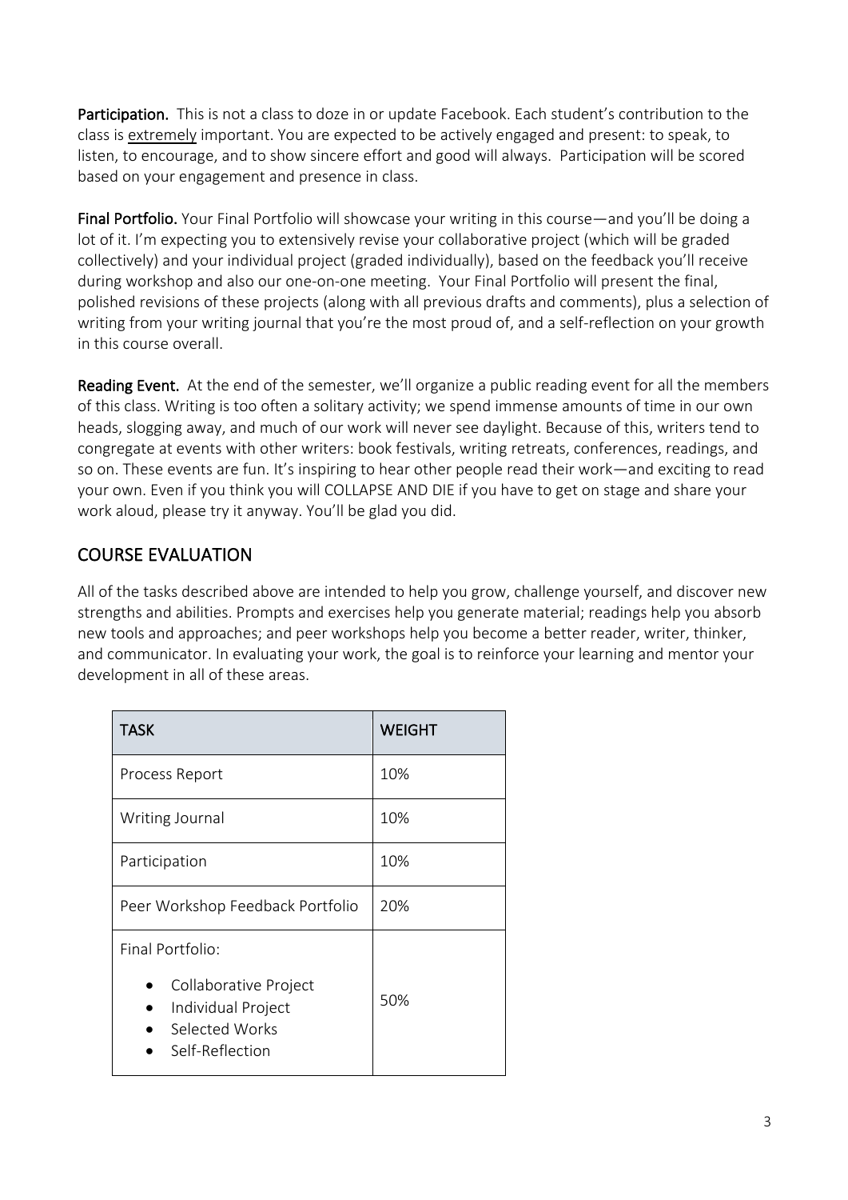**Participation.** This is not a class to doze in or update Facebook. Each student's contribution to the class is <u>extremely</u> important. You are expected to be actively engaged and present: to speak, to listen, to encourage, and to show sincere effort and good will always. Participation will be scored based on your engagement and presence in class.

**Final Portfolio.** Your Final Portfolio will showcase your writing in this course—and you'll be doing a lot of it. I'm expecting you to extensively revise your collaborative project (which will be graded collectively) and your individual project (graded individually), based on the feedback you'll receive during workshop and also our one-on-one meeting. Your Final Portfolio will present the final, polished revisions of these projects (along with all previous drafts and comments), plus a selection of writing from your writing journal that you're the most proud of, and a self-reflection on your growth in this course overall.

**Reading Event.** At the end of the semester, we'll organize a public reading event for all the members of this class. Writing is too often a solitary activity; we spend immense amounts of time in our own heads, slogging away, and much of our work will never see daylight. Because of this, writers tend to congregate at events with other writers: book festivals, writing retreats, conferences, readings, and so on. These events are fun. It's inspiring to hear other people read their work—and exciting to read your own. Even if you think you will COLLAPSE AND DIE if you have to get on stage and share your work aloud, please try it anyway. You'll be glad you did.

## COURSE EVALUATION

All of the tasks described above are intended to help you grow, challenge yourself, and discover new strengths and abilities. Prompts and exercises help you generate material; readings help you absorb new tools and approaches; and peer workshops help you become a better reader, writer, thinker, and communicator. In evaluating your work, the goal is to reinforce your learning and mentor your development in all of these areas.

| TASK | WEIGHT |
| --- | --- |
| Process Report | 10% |
| Writing Journal | 10% |
| Participation | 10% |
| Peer Workshop Feedback Portfolio | 20% |
| Final Portfolio:<br>• Collaborative Project<br>• Individual Project<br>• Selected Works<br>• Self-Reflection | 50% |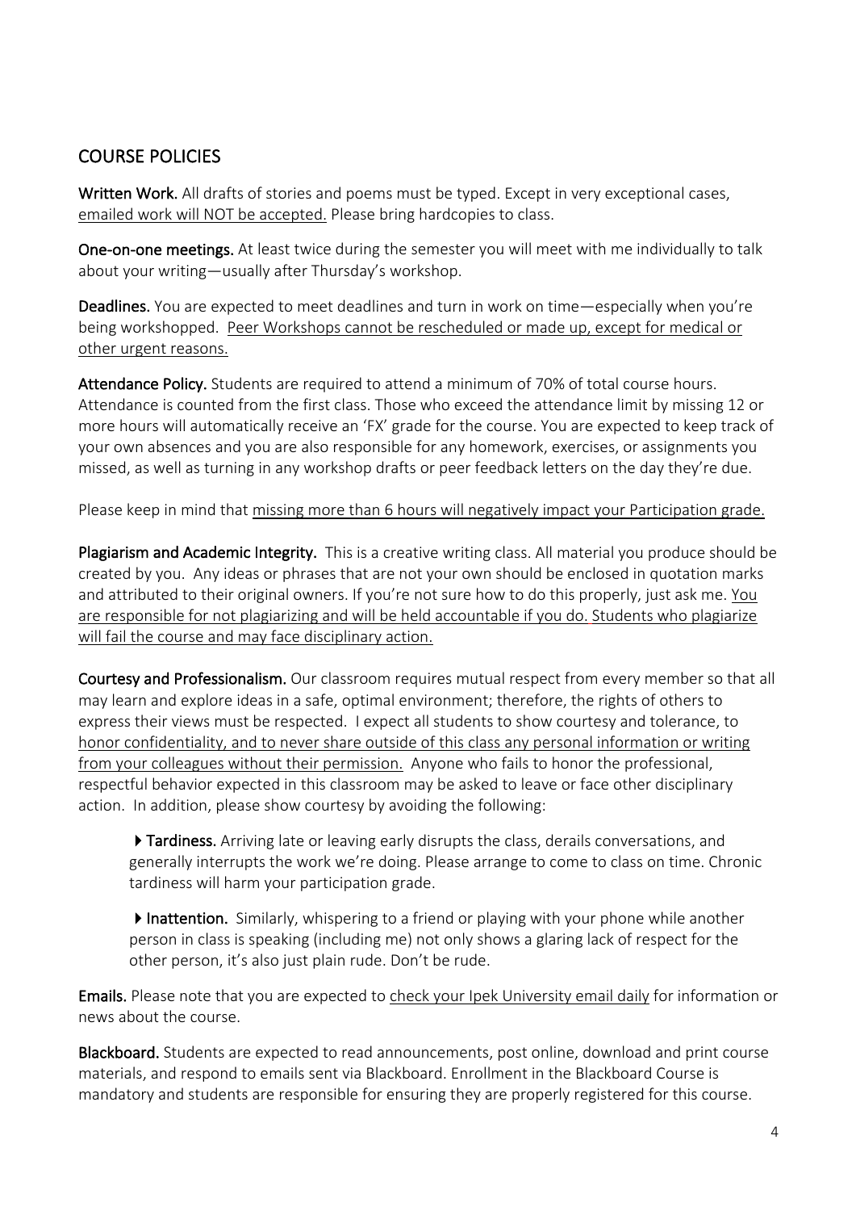## COURSE POLICIES

**Written Work.** All drafts of stories and poems must be typed. Except in very exceptional cases, emailed work will NOT be accepted. Please bring hardcopies to class.

**One-on-one meetings.** At least twice during the semester you will meet with me individually to talk about your writing—usually after Thursday's workshop.

**Deadlines.** You are expected to meet deadlines and turn in work on time—especially when you're being workshopped. Peer Workshops cannot be rescheduled or made up, except for medical or other urgent reasons.

**Attendance Policy.** Students are required to attend a minimum of 70% of total course hours. Attendance is counted from the first class. Those who exceed the attendance limit by missing 12 or more hours will automatically receive an 'FX' grade for the course. You are expected to keep track of your own absences and you are also responsible for any homework, exercises, or assignments you missed, as well as turning in any workshop drafts or peer feedback letters on the day they're due.

Please keep in mind that missing more than 6 hours will negatively impact your Participation grade.

**Plagiarism and Academic Integrity.** This is a creative writing class. All material you produce should be created by you. Any ideas or phrases that are not your own should be enclosed in quotation marks and attributed to their original owners. If you're not sure how to do this properly, just ask me. You are responsible for not plagiarizing and will be held accountable if you do. Students who plagiarize will fail the course and may face disciplinary action.

**Courtesy and Professionalism.** Our classroom requires mutual respect from every member so that all may learn and explore ideas in a safe, optimal environment; therefore, the rights of others to express their views must be respected. I expect all students to show courtesy and tolerance, to honor confidentiality, and to never share outside of this class any personal information or writing from your colleagues without their permission. Anyone who fails to honor the professional, respectful behavior expected in this classroom may be asked to leave or face other disciplinary action. In addition, please show courtesy by avoiding the following:

- **Tardiness.** Arriving late or leaving early disrupts the class, derails conversations, and generally interrupts the work we're doing. Please arrange to come to class on time. Chronic tardiness will harm your participation grade.

- **Inattention.** Similarly, whispering to a friend or playing with your phone while another person in class is speaking (including me) not only shows a glaring lack of respect for the other person, it's also just plain rude. Don't be rude.

**Emails.** Please note that you are expected to check your Ipek University email daily for information or news about the course.

**Blackboard.** Students are expected to read announcements, post online, download and print course materials, and respond to emails sent via Blackboard. Enrollment in the Blackboard Course is mandatory and students are responsible for ensuring they are properly registered for this course.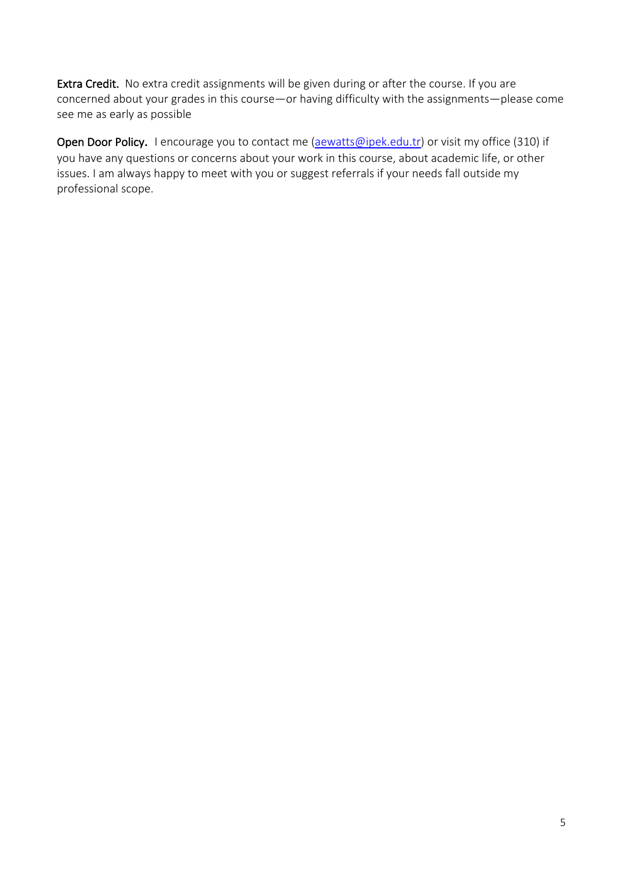**Extra Credit.** No extra credit assignments will be given during or after the course. If you are concerned about your grades in this course—or having difficulty with the assignments—please come see me as early as possible

**Open Door Policy.** I encourage you to contact me (aewatts@ipek.edu.tr) or visit my office (310) if you have any questions or concerns about your work in this course, about academic life, or other issues. I am always happy to meet with you or suggest referrals if your needs fall outside my professional scope.